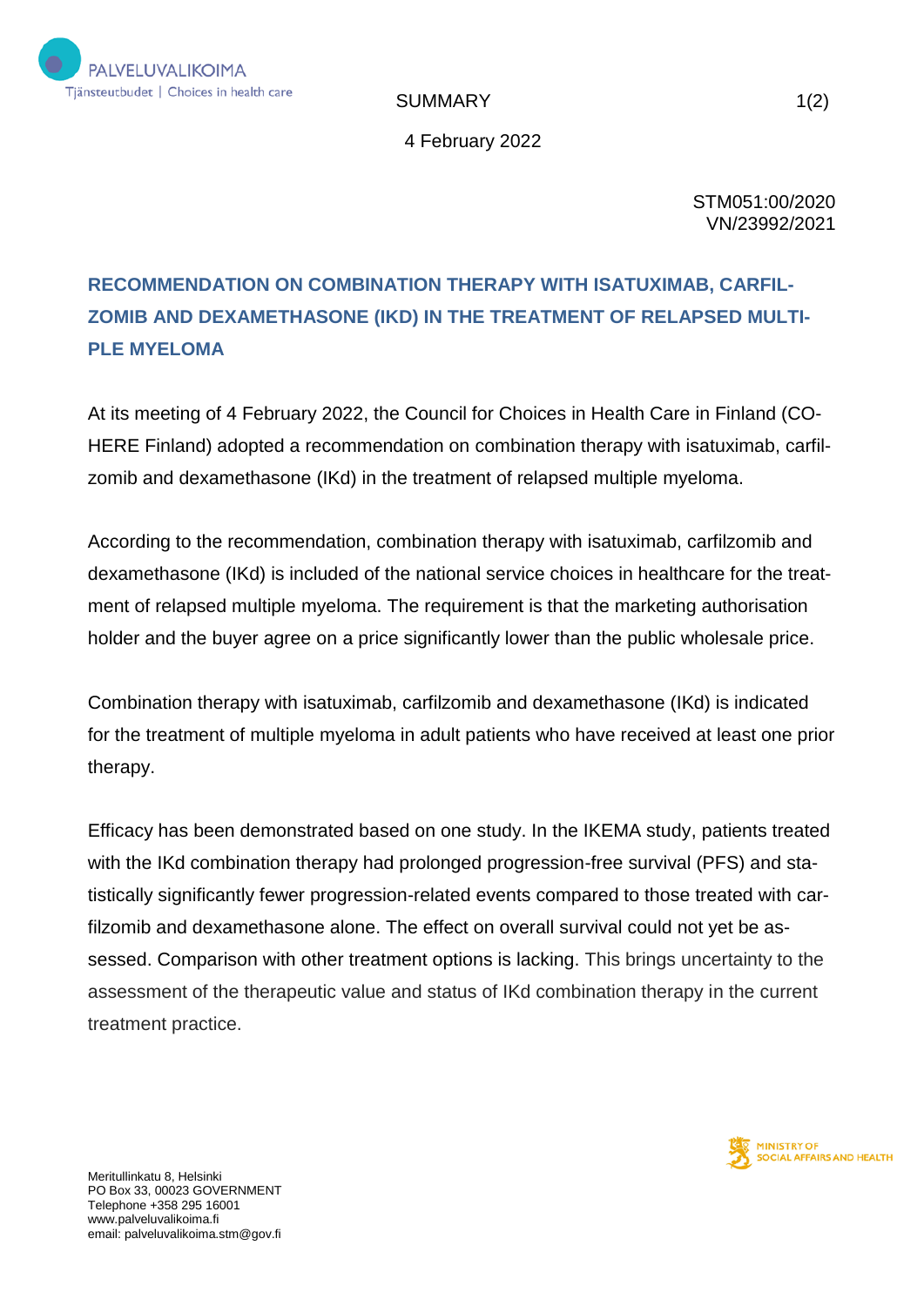SUMMARY

4 February 2022

STM051:00/2020
VN/23992/2021

# RECOMMENDATION ON COMBINATION THERAPY WITH ISATUXIMAB, CARFILZOMIB AND DEXAMETHASONE (IKD) IN THE TREATMENT OF RELAPSED MULTIPLE MYELOMA

At its meeting of 4 February 2022, the Council for Choices in Health Care in Finland (COHERE Finland) adopted a recommendation on combination therapy with isatuximab, carfilzomib and dexamethasone (IKd) in the treatment of relapsed multiple myeloma.

According to the recommendation, combination therapy with isatuximab, carfilzomib and dexamethasone (IKd) is included of the national service choices in healthcare for the treatment of relapsed multiple myeloma. The requirement is that the marketing authorisation holder and the buyer agree on a price significantly lower than the public wholesale price.

Combination therapy with isatuximab, carfilzomib and dexamethasone (IKd) is indicated for the treatment of multiple myeloma in adult patients who have received at least one prior therapy.

Efficacy has been demonstrated based on one study. In the IKEMA study, patients treated with the IKd combination therapy had prolonged progression-free survival (PFS) and statistically significantly fewer progression-related events compared to those treated with carfilzomib and dexamethasone alone. The effect on overall survival could not yet be assessed. Comparison with other treatment options is lacking. This brings uncertainty to the assessment of the therapeutic value and status of IKd combination therapy in the current treatment practice.

Meritullinkatu 8, Helsinki
PO Box 33, 00023 GOVERNMENT
Telephone +358 295 16001
www.palveluvalikoima.fi
email: palveluvalikoima.stm@gov.fi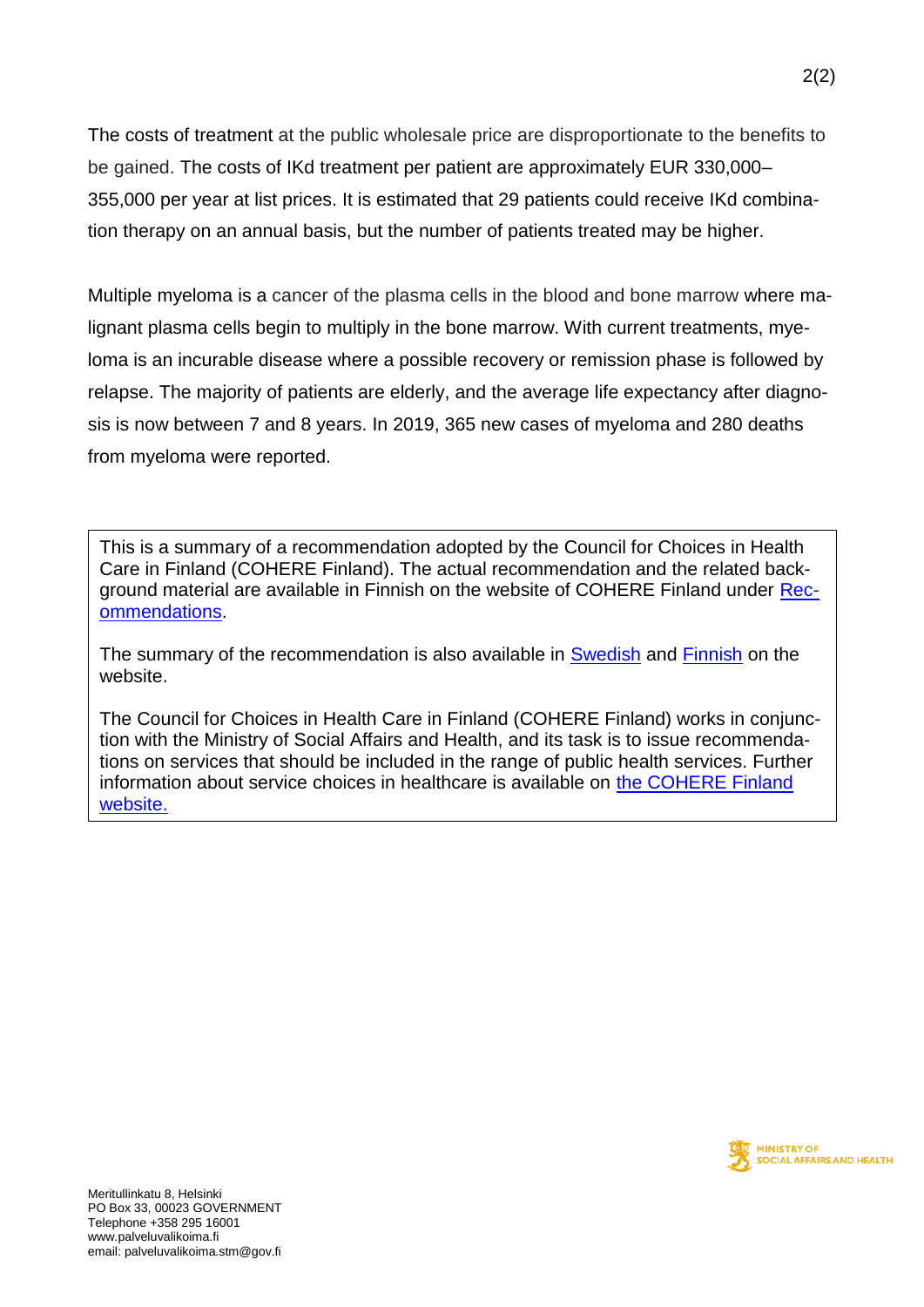The costs of treatment at the public wholesale price are disproportionate to the benefits to be gained. The costs of IKd treatment per patient are approximately EUR 330,000–355,000 per year at list prices. It is estimated that 29 patients could receive IKd combination therapy on an annual basis, but the number of patients treated may be higher.

Multiple myeloma is a cancer of the plasma cells in the blood and bone marrow where malignant plasma cells begin to multiply in the bone marrow. With current treatments, myeloma is an incurable disease where a possible recovery or remission phase is followed by relapse. The majority of patients are elderly, and the average life expectancy after diagnosis is now between 7 and 8 years. In 2019, 365 new cases of myeloma and 280 deaths from myeloma were reported.

> This is a summary of a recommendation adopted by the Council for Choices in Health Care in Finland (COHERE Finland). The actual recommendation and the related background material are available in Finnish on the website of COHERE Finland under Recommendations.
>
> The summary of the recommendation is also available in Swedish and Finnish on the website.
>
> The Council for Choices in Health Care in Finland (COHERE Finland) works in conjunction with the Ministry of Social Affairs and Health, and its task is to issue recommendations on services that should be included in the range of public health services. Further information about service choices in healthcare is available on the COHERE Finland website.

MINISTRY OF SOCIAL AFFAIRS AND HEALTH

Meritullinkatu 8, Helsinki
PO Box 33, 00023 GOVERNMENT
Telephone +358 295 16001
www.palveluvalikoima.fi
email: palveluvalikoima.stm@gov.fi